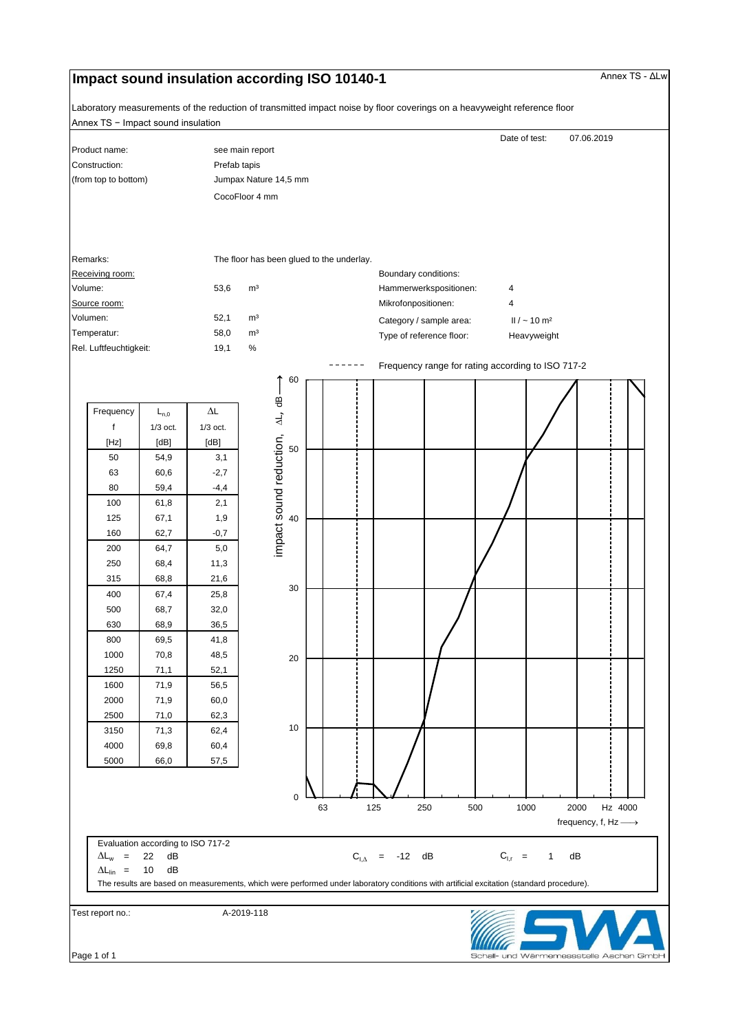# Impact sound insulation according ISO 10140-1

Annex TS - ΔLw

Laboratory measurements of the reduction of transmitted impact noise by floor coverings on a heavyweight reference floor

Annex TS − Impact sound insulation

Date of test: 07.06.2019

| | |
|---|---|
| Product name: | see main report |
| Construction: | Prefab tapis |
| (from top to bottom) | Jumpax Nature 14,5 mm |
| | CocoFloor 4 mm |

Remarks: The floor has been glued to the underlay.

| | | |
|---|---|---|
| Receiving room: | | |
| Volume: | 53,6 | m³ |
| Source room: | | |
| Volumen: | 52,1 | m³ |
| Temperatur: | 58,0 | m³ |
| Rel. Luftfeuchtigkeit: | 19,1 | % |

| Boundary conditions: | |
|---|---|
| Hammerwerkspositionen: | 4 |
| Mikrofonpositionen: | 4 |
| Category / sample area: | II / ~ 10 m² |
| Type of reference floor: | Heavyweight |

- - - - - - Frequency range for rating according to ISO 717-2

| Frequency f [Hz] | $L_{n,0}$ 1/3 oct. [dB] | ΔL 1/3 oct. [dB] |
|---|---|---|
| 50 | 54,9 | 3,1 |
| 63 | 60,6 | -2,7 |
| 80 | 59,4 | -4,4 |
| 100 | 61,8 | 2,1 |
| 125 | 67,1 | 1,9 |
| 160 | 62,7 | -0,7 |
| 200 | 64,7 | 5,0 |
| 250 | 68,4 | 11,3 |
| 315 | 68,8 | 21,6 |
| 400 | 67,4 | 25,8 |
| 500 | 68,7 | 32,0 |
| 630 | 68,9 | 36,5 |
| 800 | 69,5 | 41,8 |
| 1000 | 70,8 | 48,5 |
| 1250 | 71,1 | 52,1 |
| 1600 | 71,9 | 56,5 |
| 2000 | 71,9 | 60,0 |
| 2500 | 71,0 | 62,3 |
| 3150 | 71,3 | 62,4 |
| 4000 | 69,8 | 60,4 |
| 5000 | 66,0 | 57,5 |

Evaluation according to ISO 717-2

$\Delta L_w$ = 22 dB $C_{I,\Delta}$ = -12 dB $C_{I,r}$ = 1 dB

$\Delta L_{lin}$ = 10 dB

The results are based on measurements, which were performed under laboratory conditions with artificial excitation (standard procedure).

Test report no.: A-2019-118

Schall- und Wärmemessstelle Aachen GmbH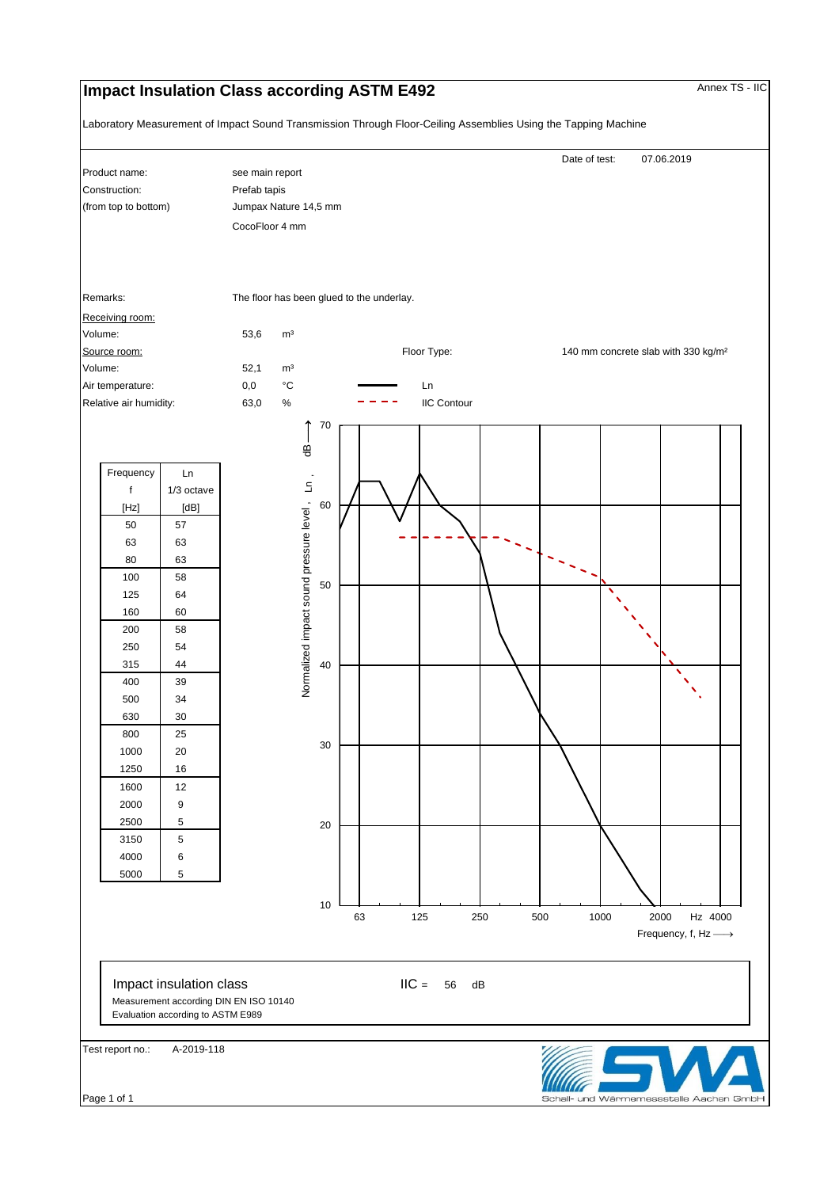# Impact Insulation Class according ASTM E492

Annex TS - IIC

Laboratory Measurement of Impact Sound Transmission Through Floor-Ceiling Assemblies Using the Tapping Machine

Date of test: 07.06.2019

| | |
|---|---|
| Product name: | see main report |
| Construction: | Prefab tapis |
| (from top to bottom) | Jumpax Nature 14,5 mm |
| | CocoFloor 4 mm |

Remarks: The floor has been glued to the underlay.

Receiving room:
Volume: 53,6 m³

Source room:
Volume: 52,1 m³
Air temperature: 0,0 °C
Relative air humidity: 63,0 %

Floor Type: 140 mm concrete slab with 330 kg/m²

| Frequency f [Hz] | Ln 1/3 octave [dB] |
|---|---|
| 50 | 57 |
| 63 | 63 |
| 80 | 63 |
| 100 | 58 |
| 125 | 64 |
| 160 | 60 |
| 200 | 58 |
| 250 | 54 |
| 315 | 44 |
| 400 | 39 |
| 500 | 34 |
| 630 | 30 |
| 800 | 25 |
| 1000 | 20 |
| 1250 | 16 |
| 1600 | 12 |
| 2000 | 9 |
| 2500 | 5 |
| 3150 | 5 |
| 4000 | 6 |
| 5000 | 5 |

Legend: —— Ln; - - - IIC Contour

Normalized impact sound pressure level, Ln, dB ⟶

Frequency, f, Hz ⟶

Impact insulation class IIC = 56 dB

Measurement according DIN EN ISO 10140
Evaluation according to ASTM E989

Test report no.: A-2019-118

Schall- und Wärmemessstelle Aachen GmbH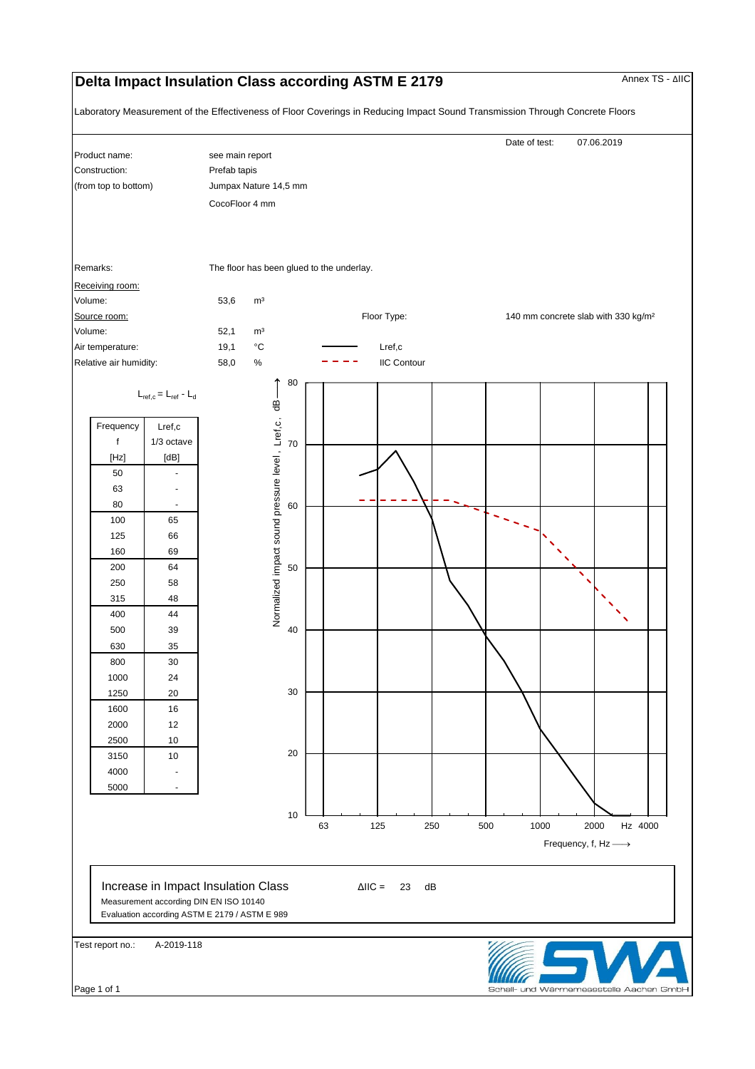# Delta Impact Insulation Class according ASTM E 2179

Annex TS - ΔIIC

Laboratory Measurement of the Effectiveness of Floor Coverings in Reducing Impact Sound Transmission Through Concrete Floors

Date of test: 07.06.2019

Product name: see main report

Construction: Prefab tapis

(from top to bottom) Jumpax Nature 14,5 mm

CocoFloor 4 mm

Remarks: The floor has been glued to the underlay.

Receiving room:

Volume: 53,6 m³

Source room:

Floor Type: 140 mm concrete slab with 330 kg/m²

Volume: 52,1 m³

Air temperature: 19,1 °C

Relative air humidity: 58,0 %

$L_{ref,c} = L_{ref} - L_d$

| Frequency f [Hz] | Lref,c 1/3 octave [dB] |
|---|---|
| 50 | - |
| 63 | - |
| 80 | - |
| 100 | 65 |
| 125 | 66 |
| 160 | 69 |
| 200 | 64 |
| 250 | 58 |
| 315 | 48 |
| 400 | 44 |
| 500 | 39 |
| 630 | 35 |
| 800 | 30 |
| 1000 | 24 |
| 1250 | 20 |
| 1600 | 16 |
| 2000 | 12 |
| 2500 | 10 |
| 3150 | 10 |
| 4000 | - |
| 5000 | - |

Lref,c

IIC Contour

Normalized impact sound pressure level , Lref,c , dB

80
70
60
50
40
30
20
10

63 125 250 500 1000 2000 Hz 4000

Frequency, f, Hz

Increase in Impact Insulation Class ΔIIC = 23 dB

Measurement according DIN EN ISO 10140

Evaluation according ASTM E 2179 / ASTM E 989

Test report no.: A-2019-118

SWA Schall- und Wärmemessstelle Aachen GmbH